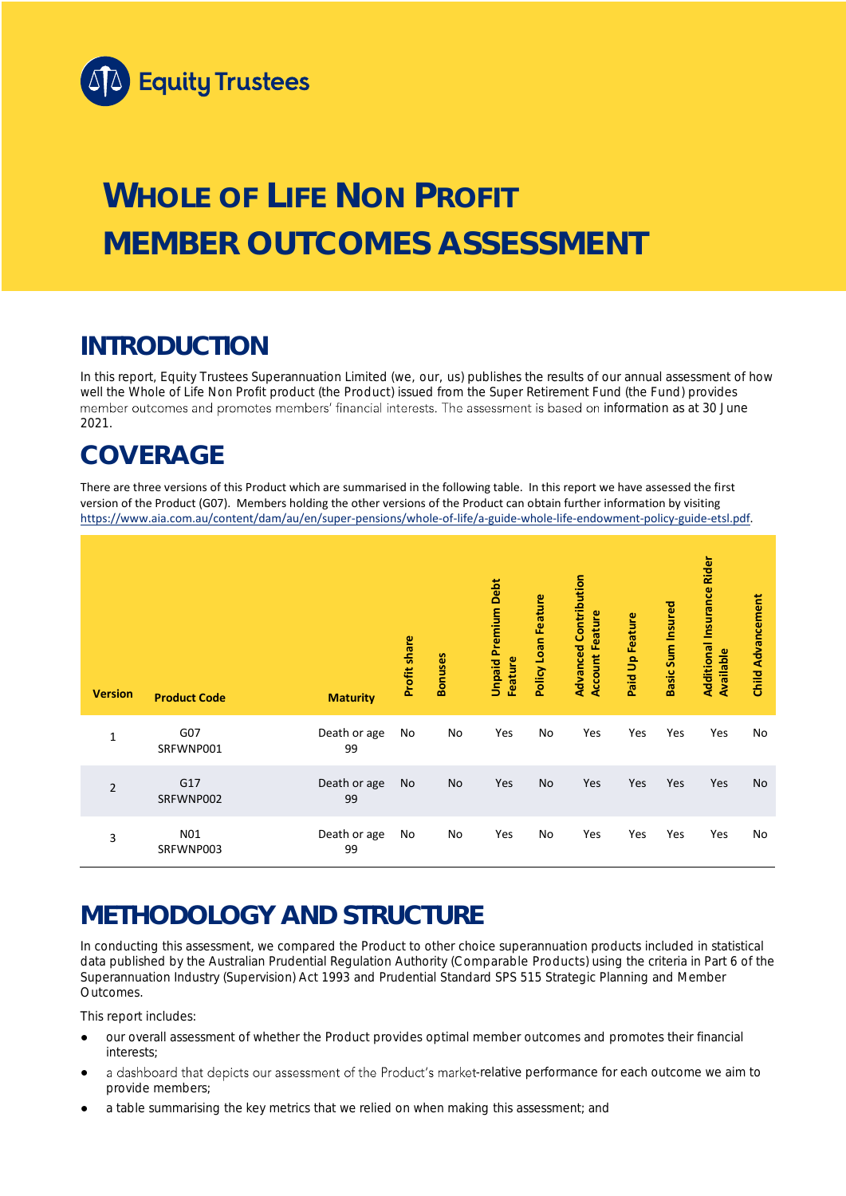Equity Trustees

# WHOLE OF LIFE NON PROFIT MEMBER OUTCOMES ASSESSMENT

## INTRODUCTION

In this report, Equity Trustees Superannuation Limited (we, our, us) publishes the results of our annual assessment of how well the Whole of Life Non Profit product (the Product) issued from the Super Retirement Fund (the Fund) provides member outcomes and promotes members' financial interests. The assessment is based on information as at 30 June 2021.

## COVERAGE

There are three versions of this Product which are summarised in the following table. In this report we have assessed the first version of the Product (G07). Members holding the other versions of the Product can obtain further information by visiting https://www.aia.com.au/content/dam/au/en/super-pensions/whole-of-life/a-guide-whole-life-endowment-policy-guide-etsl.pdf.

| Version | Product Code | Maturity | Profit share | Bonuses | Unpaid Premium Debt Feature | Policy Loan Feature | Advanced Contribution Account Feature | Paid Up Feature | Basic Sum Insured | Additional Insurance Rider Available | Child Advancement |
|---|---|---|---|---|---|---|---|---|---|---|---|
| 1 | G07 SRFWNP001 | Death or age 99 | No | No | Yes | No | Yes | Yes | Yes | Yes | No |
| 2 | G17 SRFWNP002 | Death or age 99 | No | No | Yes | No | Yes | Yes | Yes | Yes | No |
| 3 | N01 SRFWNP003 | Death or age 99 | No | No | Yes | No | Yes | Yes | Yes | Yes | No |

## METHODOLOGY AND STRUCTURE

In conducting this assessment, we compared the Product to other choice superannuation products included in statistical data published by the Australian Prudential Regulation Authority (Comparable Products) using the criteria in Part 6 of the Superannuation Industry (Supervision) Act 1993 and Prudential Standard SPS 515 Strategic Planning and Member Outcomes.

This report includes:

- our overall assessment of whether the Product provides optimal member outcomes and promotes their financial interests;
- a dashboard that depicts our assessment of the Product's market-relative performance for each outcome we aim to provide members;
- a table summarising the key metrics that we relied on when making this assessment; and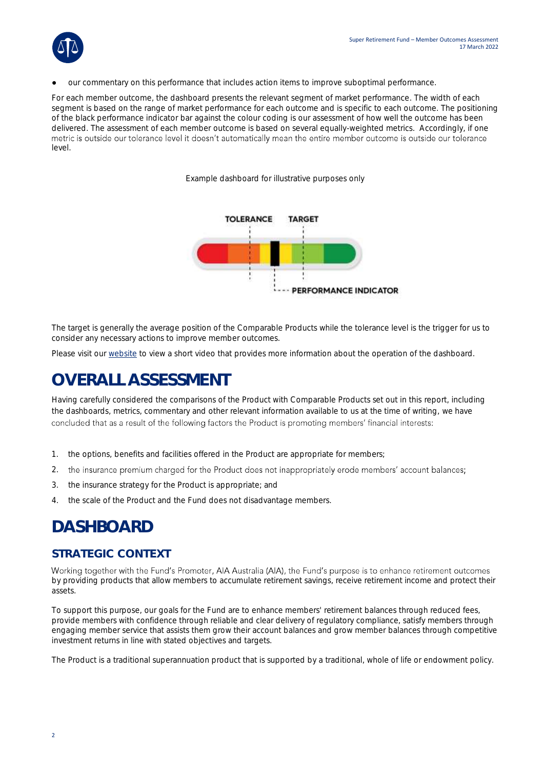- our commentary on this performance that includes action items to improve suboptimal performance.

For each member outcome, the dashboard presents the relevant segment of market performance. The width of each segment is based on the range of market performance for each outcome and is specific to each outcome. The positioning of the black performance indicator bar against the colour coding is our assessment of how well the outcome has been delivered. The assessment of each member outcome is based on several equally-weighted metrics. Accordingly, if one metric is outside our tolerance level it doesn't automatically mean the entire member outcome is outside our tolerance level.

Example dashboard for illustrative purposes only

TOLERANCE TARGET

PERFORMANCE INDICATOR

The target is generally the average position of the Comparable Products while the tolerance level is the trigger for us to consider any necessary actions to improve member outcomes.

Please visit our website to view a short video that provides more information about the operation of the dashboard.

# OVERALL ASSESSMENT

Having carefully considered the comparisons of the Product with Comparable Products set out in this report, including the dashboards, metrics, commentary and other relevant information available to us at the time of writing, we have concluded that as a result of the following factors the Product is promoting members' financial interests:

1. the options, benefits and facilities offered in the Product are appropriate for members;
2. the insurance premium charged for the Product does not inappropriately erode members' account balances;
3. the insurance strategy for the Product is appropriate; and
4. the scale of the Product and the Fund does not disadvantage members.

# DASHBOARD

## STRATEGIC CONTEXT

Working together with the Fund's Promoter, AIA Australia (AIA), the Fund's purpose is to enhance retirement outcomes by providing products that allow members to accumulate retirement savings, receive retirement income and protect their assets.

To support this purpose, our goals for the Fund are to enhance members' retirement balances through reduced fees, provide members with confidence through reliable and clear delivery of regulatory compliance, satisfy members through engaging member service that assists them grow their account balances and grow member balances through competitive investment returns in line with stated objectives and targets.

The Product is a traditional superannuation product that is supported by a traditional, whole of life or endowment policy.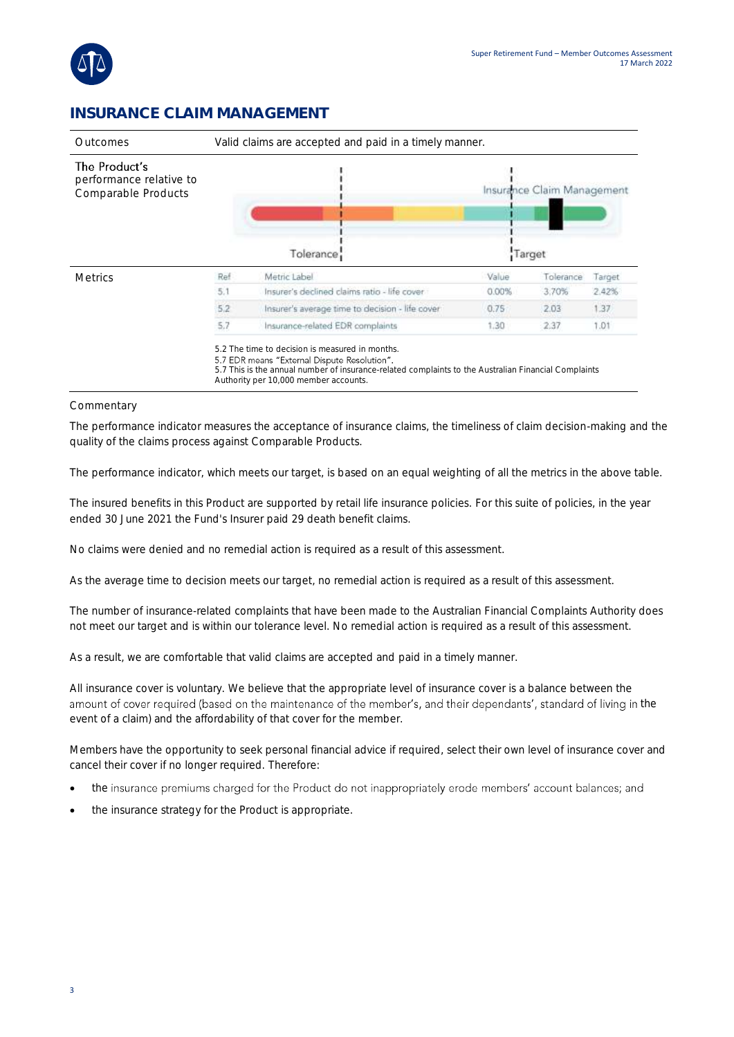## INSURANCE CLAIM MANAGEMENT

| Outcomes | Valid claims are accepted and paid in a timely manner. |
|---|---|
| The Product's performance relative to Comparable Products | Insurance Claim Management (Tolerance / Target) |

**Metrics**

| Ref | Metric Label | Value | Tolerance | Target |
|---|---|---|---|---|
| 5.1 | Insurer's declined claims ratio - life cover | 0.00% | 3.70% | 2.42% |
| 5.2 | Insurer's average time to decision - life cover | 0.75 | 2.03 | 1.37 |
| 5.7 | Insurance-related EDR complaints | 1.30 | 2.37 | 1.01 |

5.2 The time to decision is measured in months.
5.7 EDR means "External Dispute Resolution".
5.7 This is the annual number of insurance-related complaints to the Australian Financial Complaints Authority per 10,000 member accounts.

Commentary

The performance indicator measures the acceptance of insurance claims, the timeliness of claim decision-making and the quality of the claims process against Comparable Products.

The performance indicator, which meets our target, is based on an equal weighting of all the metrics in the above table.

The insured benefits in this Product are supported by retail life insurance policies. For this suite of policies, in the year ended 30 June 2021 the Fund's Insurer paid 29 death benefit claims.

No claims were denied and no remedial action is required as a result of this assessment.

As the average time to decision meets our target, no remedial action is required as a result of this assessment.

The number of insurance-related complaints that have been made to the Australian Financial Complaints Authority does not meet our target and is within our tolerance level. No remedial action is required as a result of this assessment.

As a result, we are comfortable that valid claims are accepted and paid in a timely manner.

All insurance cover is voluntary. We believe that the appropriate level of insurance cover is a balance between the amount of cover required (based on the maintenance of the member's, and their dependants', standard of living in the event of a claim) and the affordability of that cover for the member.

Members have the opportunity to seek personal financial advice if required, select their own level of insurance cover and cancel their cover if no longer required. Therefore:

- the insurance premiums charged for the Product do not inappropriately erode members' account balances; and
- the insurance strategy for the Product is appropriate.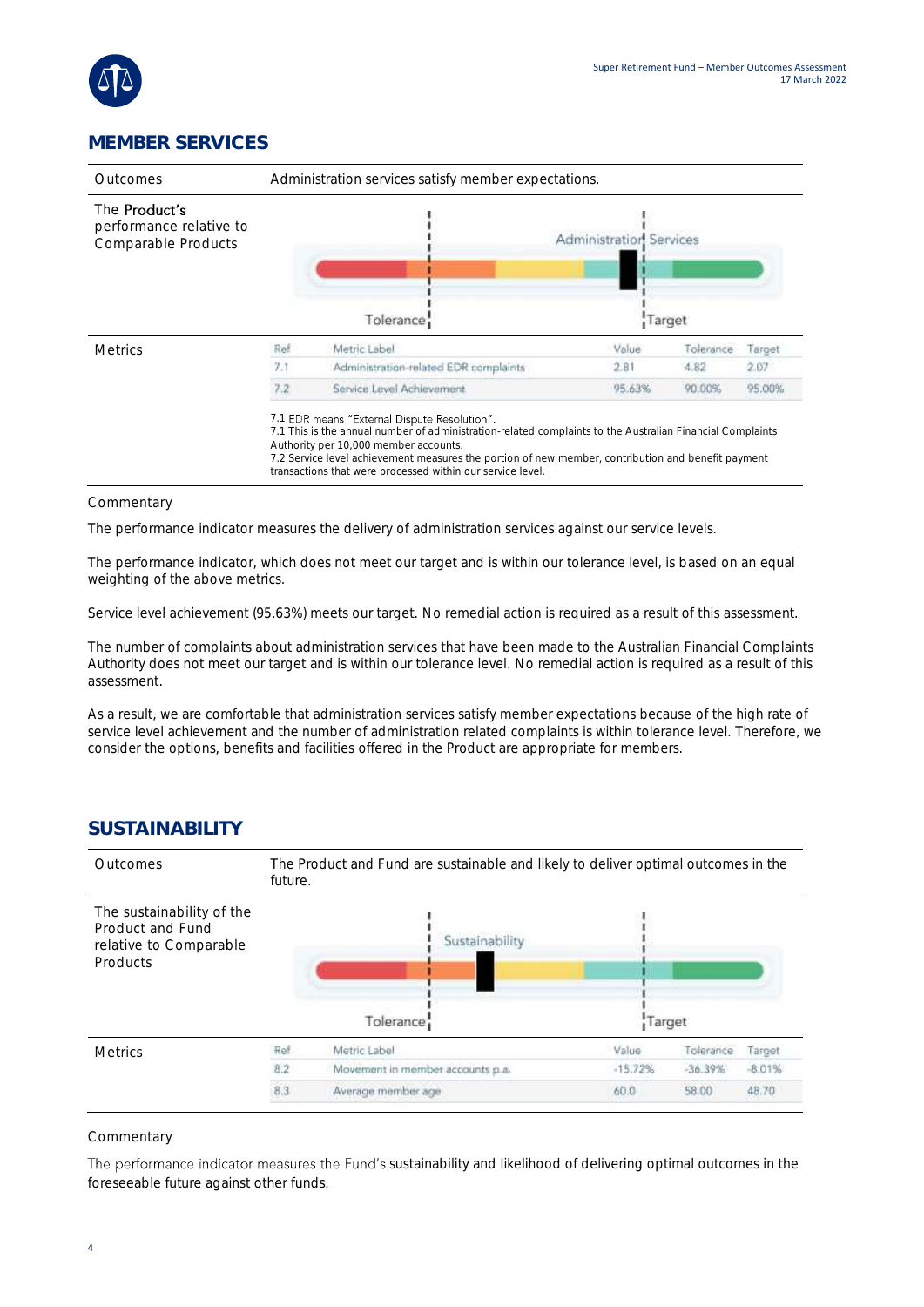## MEMBER SERVICES

| Outcomes | Administration services satisfy member expectations. |
|---|---|
| The Product's performance relative to Comparable Products | Administration Services — Tolerance — Target |

**Metrics**

| Ref | Metric Label | Value | Tolerance | Target |
|---|---|---|---|---|
| 7.1 | Administration-related EDR complaints | 2.81 | 4.82 | 2.07 |
| 7.2 | Service Level Achievement | 95.63% | 90.00% | 95.00% |

7.1 EDR means "External Dispute Resolution".
7.1 This is the annual number of administration-related complaints to the Australian Financial Complaints Authority per 10,000 member accounts.
7.2 Service level achievement measures the portion of new member, contribution and benefit payment transactions that were processed within our service level.

Commentary

The performance indicator measures the delivery of administration services against our service levels.

The performance indicator, which does not meet our target and is within our tolerance level, is based on an equal weighting of the above metrics.

Service level achievement (95.63%) meets our target. No remedial action is required as a result of this assessment.

The number of complaints about administration services that have been made to the Australian Financial Complaints Authority does not meet our target and is within our tolerance level. No remedial action is required as a result of this assessment.

As a result, we are comfortable that administration services satisfy member expectations because of the high rate of service level achievement and the number of administration related complaints is within tolerance level. Therefore, we consider the options, benefits and facilities offered in the Product are appropriate for members.

## SUSTAINABILITY

| Outcomes | The Product and Fund are sustainable and likely to deliver optimal outcomes in the future. |
|---|---|
| The sustainability of the Product and Fund relative to Comparable Products | Sustainability — Tolerance — Target |

**Metrics**

| Ref | Metric Label | Value | Tolerance | Target |
|---|---|---|---|---|
| 8.2 | Movement in member accounts p.a. | -15.72% | -36.39% | -8.01% |
| 8.3 | Average member age | 60.0 | 58.00 | 48.70 |

Commentary

The performance indicator measures the Fund's sustainability and likelihood of delivering optimal outcomes in the foreseeable future against other funds.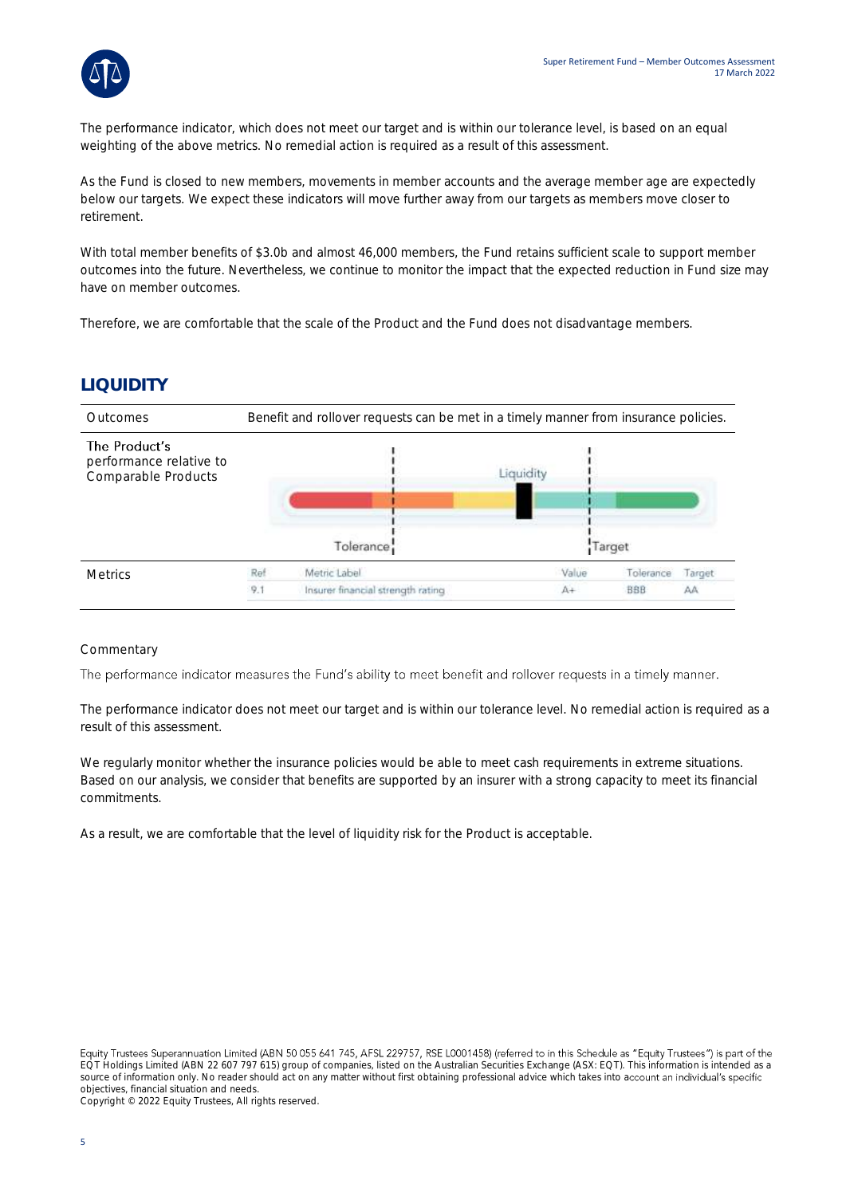The performance indicator, which does not meet our target and is within our tolerance level, is based on an equal weighting of the above metrics. No remedial action is required as a result of this assessment.

As the Fund is closed to new members, movements in member accounts and the average member age are expectedly below our targets. We expect these indicators will move further away from our targets as members move closer to retirement.

With total member benefits of $3.0b and almost 46,000 members, the Fund retains sufficient scale to support member outcomes into the future. Nevertheless, we continue to monitor the impact that the expected reduction in Fund size may have on member outcomes.

Therefore, we are comfortable that the scale of the Product and the Fund does not disadvantage members.

## LIQUIDITY

**Outcomes**

Benefit and rollover requests can be met in a timely manner from insurance policies.

**The Product's performance relative to Comparable Products**

Liquidity

Tolerance

Target

**Metrics**

| Ref | Metric Label | Value | Tolerance | Target |
|---|---|---|---|---|
| 9.1 | Insurer financial strength rating | A+ | BBB | AA |

Commentary

The performance indicator measures the Fund's ability to meet benefit and rollover requests in a timely manner.

The performance indicator does not meet our target and is within our tolerance level. No remedial action is required as a result of this assessment.

We regularly monitor whether the insurance policies would be able to meet cash requirements in extreme situations. Based on our analysis, we consider that benefits are supported by an insurer with a strong capacity to meet its financial commitments.

As a result, we are comfortable that the level of liquidity risk for the Product is acceptable.

Equity Trustees Superannuation Limited (ABN 50 055 641 745, AFSL 229757, RSE L0001458) (referred to in this Schedule as "Equity Trustees") is part of the EQT Holdings Limited (ABN 22 607 797 615) group of companies, listed on the Australian Securities Exchange (ASX: EQT). This information is intended as a source of information only. No reader should act on any matter without first obtaining professional advice which takes into account an individual's specific objectives, financial situation and needs.
Copyright © 2022 Equity Trustees, All rights reserved.